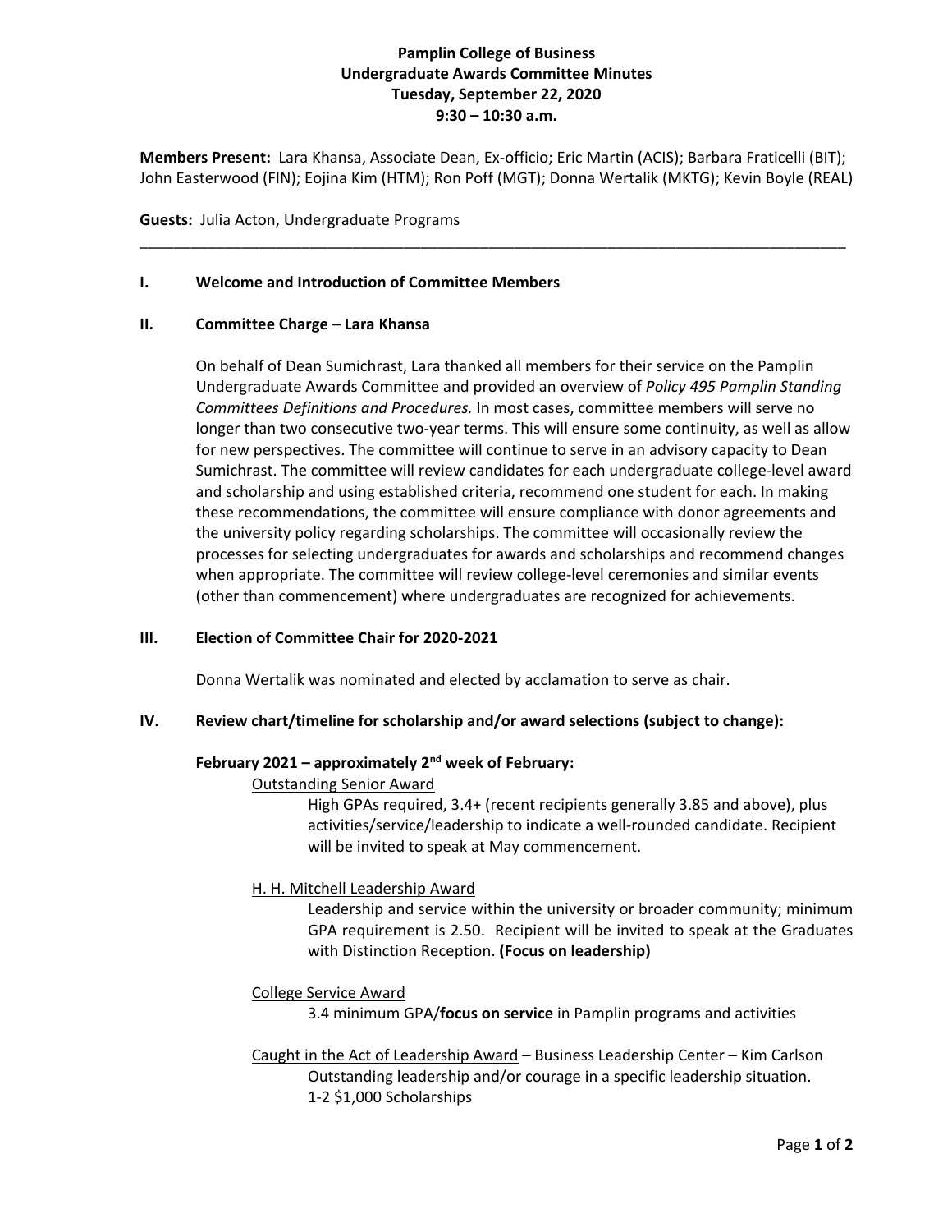**Pamplin College of Business**
**Undergraduate Awards Committee Minutes**
**Tuesday, September 22, 2020**
**9:30 – 10:30 a.m.**

**Members Present:** Lara Khansa, Associate Dean, Ex-officio; Eric Martin (ACIS); Barbara Fraticelli (BIT); John Easterwood (FIN); Eojina Kim (HTM); Ron Poff (MGT); Donna Wertalik (MKTG); Kevin Boyle (REAL)

**Guests:** Julia Acton, Undergraduate Programs

---

## I. Welcome and Introduction of Committee Members

## II. Committee Charge – Lara Khansa

On behalf of Dean Sumichrast, Lara thanked all members for their service on the Pamplin Undergraduate Awards Committee and provided an overview of *Policy 495 Pamplin Standing Committees Definitions and Procedures.* In most cases, committee members will serve no longer than two consecutive two-year terms. This will ensure some continuity, as well as allow for new perspectives. The committee will continue to serve in an advisory capacity to Dean Sumichrast. The committee will review candidates for each undergraduate college-level award and scholarship and using established criteria, recommend one student for each. In making these recommendations, the committee will ensure compliance with donor agreements and the university policy regarding scholarships. The committee will occasionally review the processes for selecting undergraduates for awards and scholarships and recommend changes when appropriate. The committee will review college-level ceremonies and similar events (other than commencement) where undergraduates are recognized for achievements.

## III. Election of Committee Chair for 2020-2021

Donna Wertalik was nominated and elected by acclamation to serve as chair.

## IV. Review chart/timeline for scholarship and/or award selections (subject to change):

### February 2021 – approximately 2nd week of February:

Outstanding Senior Award

High GPAs required, 3.4+ (recent recipients generally 3.85 and above), plus activities/service/leadership to indicate a well-rounded candidate. Recipient will be invited to speak at May commencement.

H. H. Mitchell Leadership Award

Leadership and service within the university or broader community; minimum GPA requirement is 2.50. Recipient will be invited to speak at the Graduates with Distinction Reception. **(Focus on leadership)**

College Service Award

3.4 minimum GPA/**focus on service** in Pamplin programs and activities

Caught in the Act of Leadership Award – Business Leadership Center – Kim Carlson

Outstanding leadership and/or courage in a specific leadership situation.
1-2 $1,000 Scholarships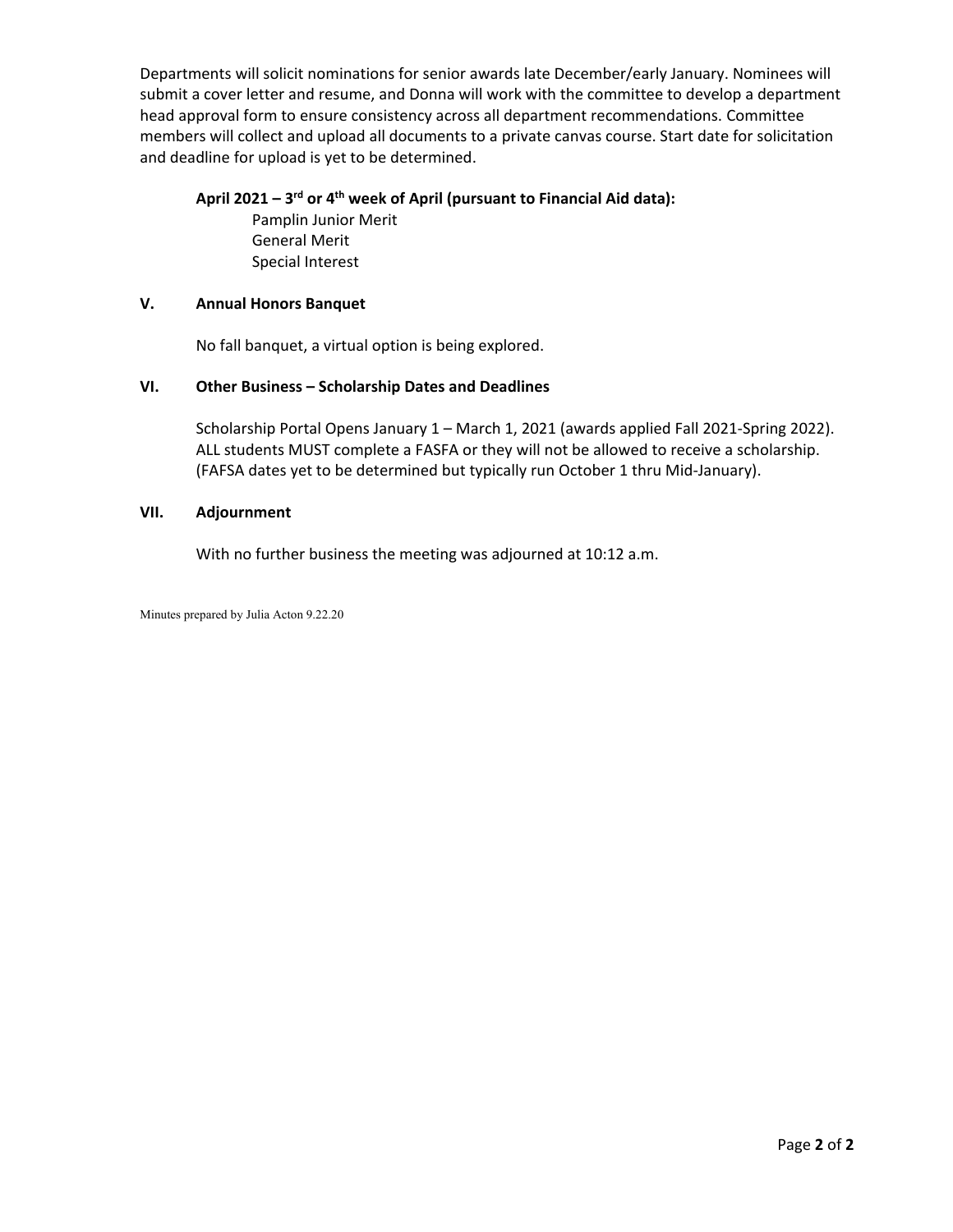Departments will solicit nominations for senior awards late December/early January. Nominees will submit a cover letter and resume, and Donna will work with the committee to develop a department head approval form to ensure consistency across all department recommendations. Committee members will collect and upload all documents to a private canvas course. Start date for solicitation and deadline for upload is yet to be determined.

**April 2021 – 3rd or 4th week of April (pursuant to Financial Aid data):**

Pamplin Junior Merit
General Merit
Special Interest

### V. Annual Honors Banquet

No fall banquet, a virtual option is being explored.

### VI. Other Business – Scholarship Dates and Deadlines

Scholarship Portal Opens January 1 – March 1, 2021 (awards applied Fall 2021-Spring 2022). ALL students MUST complete a FASFA or they will not be allowed to receive a scholarship. (FAFSA dates yet to be determined but typically run October 1 thru Mid-January).

### VII. Adjournment

With no further business the meeting was adjourned at 10:12 a.m.

Minutes prepared by Julia Acton 9.22.20